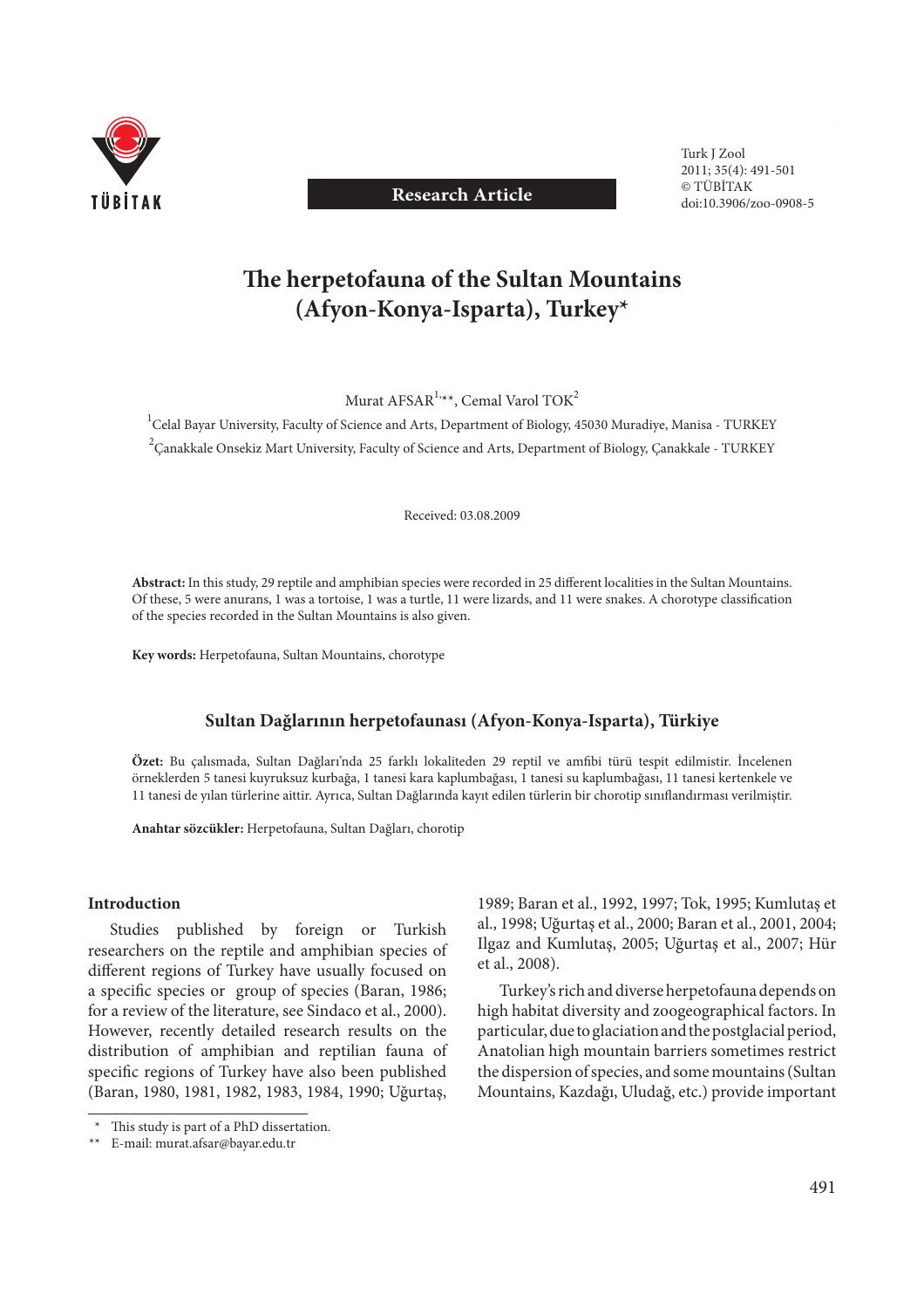Research Article

# The herpetofauna of the Sultan Mountains (Afyon-Konya-Isparta), Turkey*

Murat AFSAR[1,**], Cemal Varol TOK[2]

[1]Celal Bayar University, Faculty of Science and Arts, Department of Biology, 45030 Muradiye, Manisa - TURKEY

[2]Çanakkale Onsekiz Mart University, Faculty of Science and Arts, Department of Biology, Çanakkale - TURKEY

Received: 03.08.2009

**Abstract:** In this study, 29 reptile and amphibian species were recorded in 25 different localities in the Sultan Mountains. Of these, 5 were anurans, 1 was a tortoise, 1 was a turtle, 11 were lizards, and 11 were snakes. A chorotype classification of the species recorded in the Sultan Mountains is also given.

**Key words:** Herpetofauna, Sultan Mountains, chorotype

## Sultan Dağlarının herpetofaunası (Afyon-Konya-Isparta), Türkiye

**Özet:** Bu çalışmada, Sultan Dağları'nda 25 farklı lokaliteden 29 reptil ve amfibi türü tespit edilmiştir. İncelenen örneklerden 5 tanesi kuyruksuz kurbağa, 1 tanesi kara kaplumbağası, 1 tanesi su kaplumbağası, 11 tanesi kertenkele ve 11 tanesi de yılan türlerine aittir. Ayrıca, Sultan Dağlarında kayıt edilen türlerin bir chorotip sınıflandırması verilmiştir.

**Anahtar sözcükler:** Herpetofauna, Sultan Dağları, chorotip

## Introduction

Studies published by foreign or Turkish researchers on the reptile and amphibian species of different regions of Turkey have usually focused on a specific species or group of species (Baran, 1986; for a review of the literature, see Sindaco et al., 2000). However, recently detailed research results on the distribution of amphibian and reptilian fauna of specific regions of Turkey have also been published (Baran, 1980, 1981, 1982, 1983, 1984, 1990; Uğurtaş, 1989; Baran et al., 1992, 1997; Tok, 1995; Kumlutaş et al., 1998; Uğurtaş et al., 2000; Baran et al., 2001, 2004; Ilgaz and Kumlutaş, 2005; Uğurtaş et al., 2007; Hür et al., 2008).

Turkey's rich and diverse herpetofauna depends on high habitat diversity and zoogeographical factors. In particular, due to glaciation and the postglacial period, Anatolian high mountain barriers sometimes restrict the dispersion of species, and some mountains (Sultan Mountains, Kazdağı, Uludağ, etc.) provide important

\* This study is part of a PhD dissertation.

\*\* E-mail: murat.afsar@bayar.edu.tr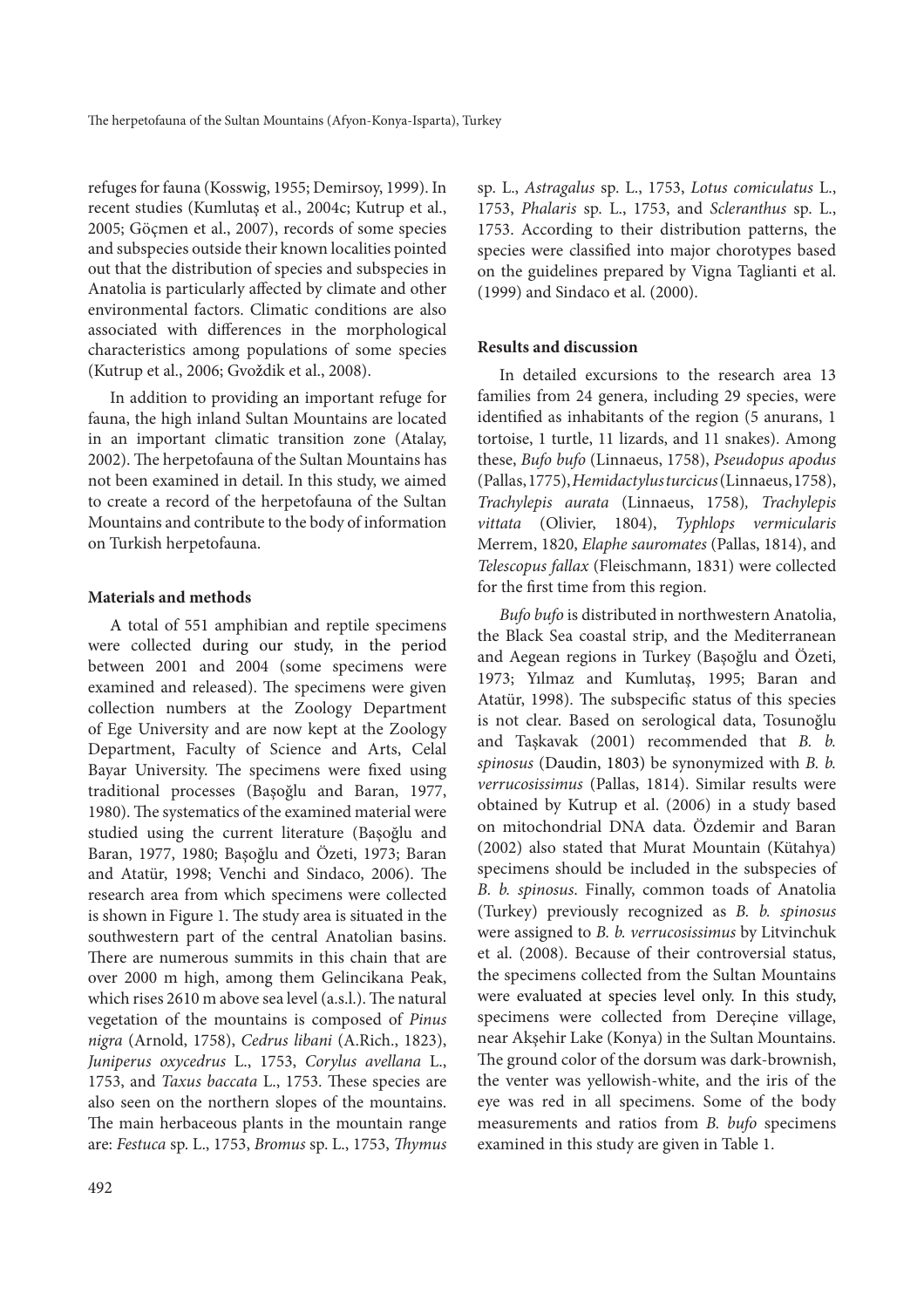refuges for fauna (Kosswig, 1955; Demirsoy, 1999). In recent studies (Kumlutaş et al., 2004c; Kutrup et al., 2005; Göçmen et al., 2007), records of some species and subspecies outside their known localities pointed out that the distribution of species and subspecies in Anatolia is particularly affected by climate and other environmental factors. Climatic conditions are also associated with differences in the morphological characteristics among populations of some species (Kutrup et al., 2006; Gvoždík et al., 2008).

In addition to providing an important refuge for fauna, the high inland Sultan Mountains are located in an important climatic transition zone (Atalay, 2002). The herpetofauna of the Sultan Mountains has not been examined in detail. In this study, we aimed to create a record of the herpetofauna of the Sultan Mountains and contribute to the body of information on Turkish herpetofauna.

**Materials and methods**

A total of 551 amphibian and reptile specimens were collected during our study, in the period between 2001 and 2004 (some specimens were examined and released). The specimens were given collection numbers at the Zoology Department of Ege University and are now kept at the Zoology Department, Faculty of Science and Arts, Celal Bayar University. The specimens were fixed using traditional processes (Başoğlu and Baran, 1977, 1980). The systematics of the examined material were studied using the current literature (Başoğlu and Baran, 1977, 1980; Başoğlu and Özeti, 1973; Baran and Atatür, 1998; Venchi and Sindaco, 2006). The research area from which specimens were collected is shown in Figure 1. The study area is situated in the southwestern part of the central Anatolian basins. There are numerous summits in this chain that are over 2000 m high, among them Gelincikana Peak, which rises 2610 m above sea level (a.s.l.). The natural vegetation of the mountains is composed of *Pinus nigra* (Arnold, 1758), *Cedrus libani* (A.Rich., 1823), *Juniperus oxycedrus* L., 1753, *Corylus avellana* L., 1753, and *Taxus baccata* L., 1753. These species are also seen on the northern slopes of the mountains. The main herbaceous plants in the mountain range are: *Festuca* sp. L., 1753, *Bromus* sp. L., 1753, *Thymus* sp. L., *Astragalus* sp. L., 1753, *Lotus comiculatus* L., 1753, *Phalaris* sp. L., 1753, and *Scleranthus* sp. L., 1753. According to their distribution patterns, the species were classified into major chorotypes based on the guidelines prepared by Vigna Taglianti et al. (1999) and Sindaco et al. (2000).

**Results and discussion**

In detailed excursions to the research area 13 families from 24 genera, including 29 species, were identified as inhabitants of the region (5 anurans, 1 tortoise, 1 turtle, 11 lizards, and 11 snakes). Among these, *Bufo bufo* (Linnaeus, 1758), *Pseudopus apodus* (Pallas, 1775), *Hemidactylus turcicus* (Linnaeus, 1758), *Trachylepis aurata* (Linnaeus, 1758), *Trachylepis vittata* (Olivier, 1804), *Typhlops vermicularis* Merrem, 1820, *Elaphe sauromates* (Pallas, 1814), and *Telescopus fallax* (Fleischmann, 1831) were collected for the first time from this region.

*Bufo bufo* is distributed in northwestern Anatolia, the Black Sea coastal strip, and the Mediterranean and Aegean regions in Turkey (Başoğlu and Özeti, 1973; Yılmaz and Kumlutaş, 1995; Baran and Atatür, 1998). The subspecific status of this species is not clear. Based on serological data, Tosunoğlu and Taşkavak (2001) recommended that *B. b. spinosus* (Daudin, 1803) be synonymized with *B. b. verrucosissimus* (Pallas, 1814). Similar results were obtained by Kutrup et al. (2006) in a study based on mitochondrial DNA data. Özdemir and Baran (2002) also stated that Murat Mountain (Kütahya) specimens should be included in the subspecies of *B. b. spinosus*. Finally, common toads of Anatolia (Turkey) previously recognized as *B. b. spinosus* were assigned to *B. b. verrucosissimus* by Litvinchuk et al. (2008). Because of their controversial status, the specimens collected from the Sultan Mountains were evaluated at species level only. In this study, specimens were collected from Dereçine village, near Akşehir Lake (Konya) in the Sultan Mountains. The ground color of the dorsum was dark-brownish, the venter was yellowish-white, and the iris of the eye was red in all specimens. Some of the body measurements and ratios from *B. bufo* specimens examined in this study are given in Table 1.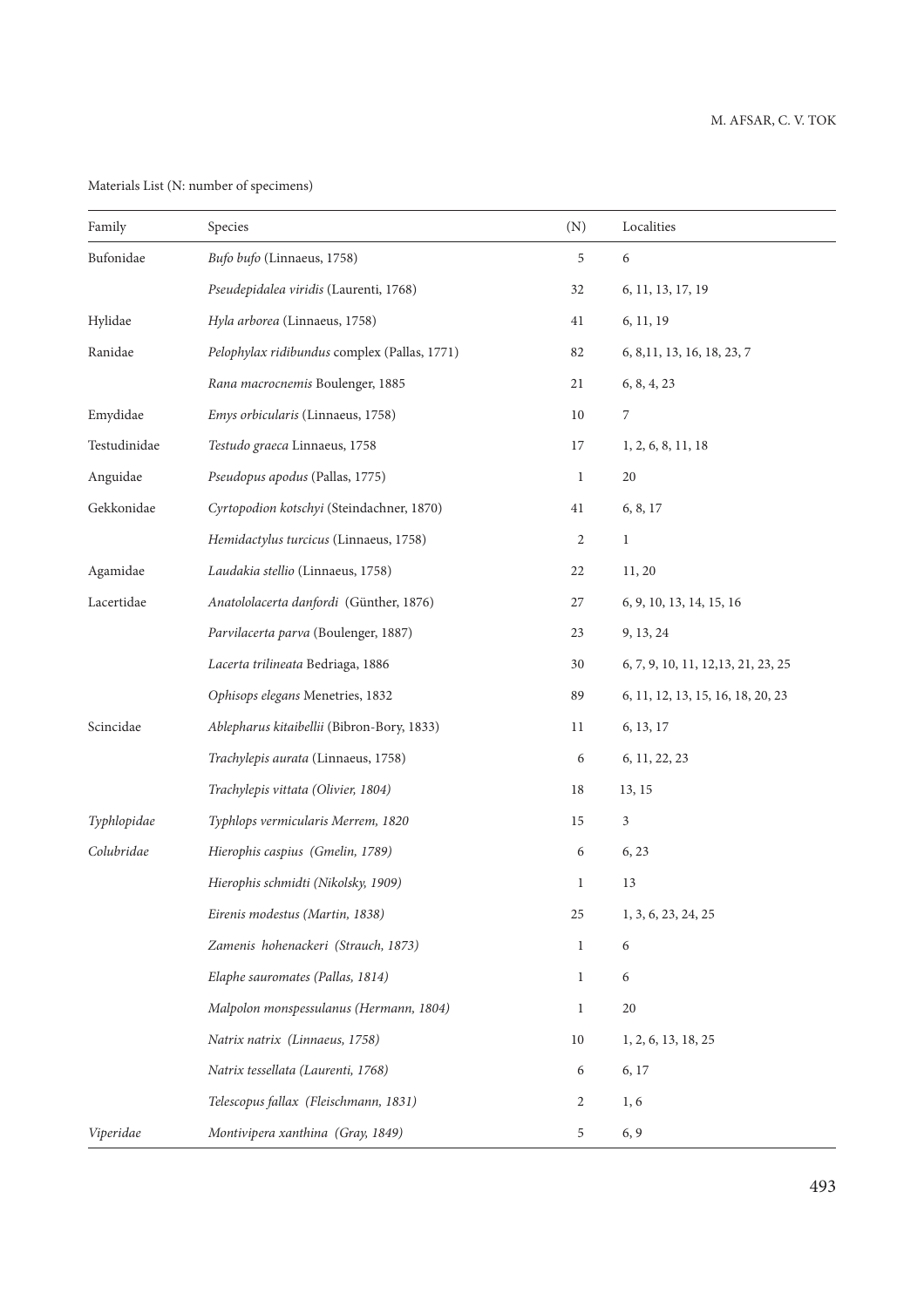Materials List (N: number of specimens)

| Family | Species | (N) | Localities |
|---|---|---|---|
| Bufonidae | *Bufo bufo* (Linnaeus, 1758) | 5 | 6 |
| | *Pseudepidalea viridis* (Laurenti, 1768) | 32 | 6, 11, 13, 17, 19 |
| Hylidae | *Hyla arborea* (Linnaeus, 1758) | 41 | 6, 11, 19 |
| Ranidae | *Pelophylax ridibundus* complex (Pallas, 1771) | 82 | 6, 8,11, 13, 16, 18, 23, 7 |
| | *Rana macrocnemis* Boulenger, 1885 | 21 | 6, 8, 4, 23 |
| Emydidae | *Emys orbicularis* (Linnaeus, 1758) | 10 | 7 |
| Testudinidae | *Testudo graeca* Linnaeus, 1758 | 17 | 1, 2, 6, 8, 11, 18 |
| Anguidae | *Pseudopus apodus* (Pallas, 1775) | 1 | 20 |
| Gekkonidae | *Cyrtopodion kotschyi* (Steindachner, 1870) | 41 | 6, 8, 17 |
| | *Hemidactylus turcicus* (Linnaeus, 1758) | 2 | 1 |
| Agamidae | *Laudakia stellio* (Linnaeus, 1758) | 22 | 11, 20 |
| Lacertidae | *Anatololacerta danfordi* (Günther, 1876) | 27 | 6, 9, 10, 13, 14, 15, 16 |
| | *Parvilacerta parva* (Boulenger, 1887) | 23 | 9, 13, 24 |
| | *Lacerta trilineata* Bedriaga, 1886 | 30 | 6, 7, 9, 10, 11, 12,13, 21, 23, 25 |
| | *Ophisops elegans* Menetries, 1832 | 89 | 6, 11, 12, 13, 15, 16, 18, 20, 23 |
| Scincidae | *Ablepharus kitaibellii* (Bibron-Bory, 1833) | 11 | 6, 13, 17 |
| | *Trachylepis aurata* (Linnaeus, 1758) | 6 | 6, 11, 22, 23 |
| | *Trachylepis vittata (Olivier, 1804)* | 18 | 13, 15 |
| *Typhlopidae* | *Typhlops vermicularis Merrem, 1820* | 15 | 3 |
| *Colubridae* | *Hierophis caspius (Gmelin, 1789)* | 6 | 6, 23 |
| | *Hierophis schmidti (Nikolsky, 1909)* | 1 | 13 |
| | *Eirenis modestus (Martin, 1838)* | 25 | 1, 3, 6, 23, 24, 25 |
| | *Zamenis hohenackeri (Strauch, 1873)* | 1 | 6 |
| | *Elaphe sauromates (Pallas, 1814)* | 1 | 6 |
| | *Malpolon monspessulanus (Hermann, 1804)* | 1 | 20 |
| | *Natrix natrix (Linnaeus, 1758)* | 10 | 1, 2, 6, 13, 18, 25 |
| | *Natrix tessellata (Laurenti, 1768)* | 6 | 6, 17 |
| | *Telescopus fallax (Fleischmann, 1831)* | 2 | 1, 6 |
| *Viperidae* | *Montivipera xanthina (Gray, 1849)* | 5 | 6, 9 |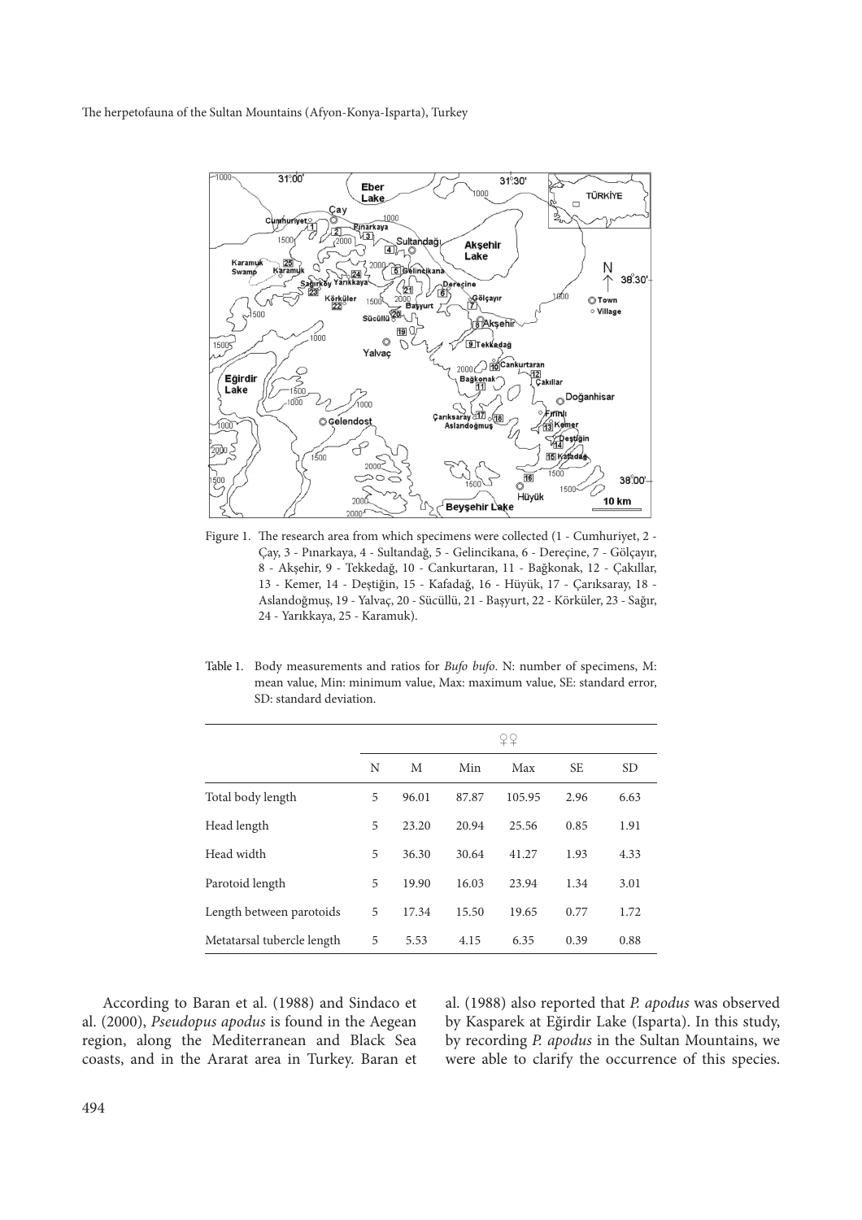Figure 1. The research area from which specimens were collected (1 - Cumhuriyet, 2 - Çay, 3 - Pınarkaya, 4 - Sultandağ, 5 - Gelincikana, 6 - Dereçine, 7 - Gölçayır, 8 - Akşehir, 9 - Tekkedağ, 10 - Cankurtaran, 11 - Bağkonak, 12 - Çakıllar, 13 - Kemer, 14 - Deştiğin, 15 - Kafadağ, 16 - Hüyük, 17 - Çarıksaray, 18 - Aslandoğmuş, 19 - Yalvaç, 20 - Sücüllü, 21 - Başyurt, 22 - Körküler, 23 - Sağır, 24 - Yarıkkaya, 25 - Karamuk).

Table 1. Body measurements and ratios for *Bufo bufo*. N: number of specimens, M: mean value, Min: minimum value, Max: maximum value, SE: standard error, SD: standard deviation.

| | ♀♀ | | | | | |
|---|---|---|---|---|---|---|
| | N | M | Min | Max | SE | SD |
| Total body length | 5 | 96.01 | 87.87 | 105.95 | 2.96 | 6.63 |
| Head length | 5 | 23.20 | 20.94 | 25.56 | 0.85 | 1.91 |
| Head width | 5 | 36.30 | 30.64 | 41.27 | 1.93 | 4.33 |
| Parotoid length | 5 | 19.90 | 16.03 | 23.94 | 1.34 | 3.01 |
| Length between parotoids | 5 | 17.34 | 15.50 | 19.65 | 0.77 | 1.72 |
| Metatarsal tubercle length | 5 | 5.53 | 4.15 | 6.35 | 0.39 | 0.88 |

According to Baran et al. (1988) and Sindaco et al. (2000), *Pseudopus apodus* is found in the Aegean region, along the Mediterranean and Black Sea coasts, and in the Ararat area in Turkey. Baran et al. (1988) also reported that *P. apodus* was observed by Kasparek at Eğirdir Lake (Isparta). In this study, by recording *P. apodus* in the Sultan Mountains, we were able to clarify the occurrence of this species.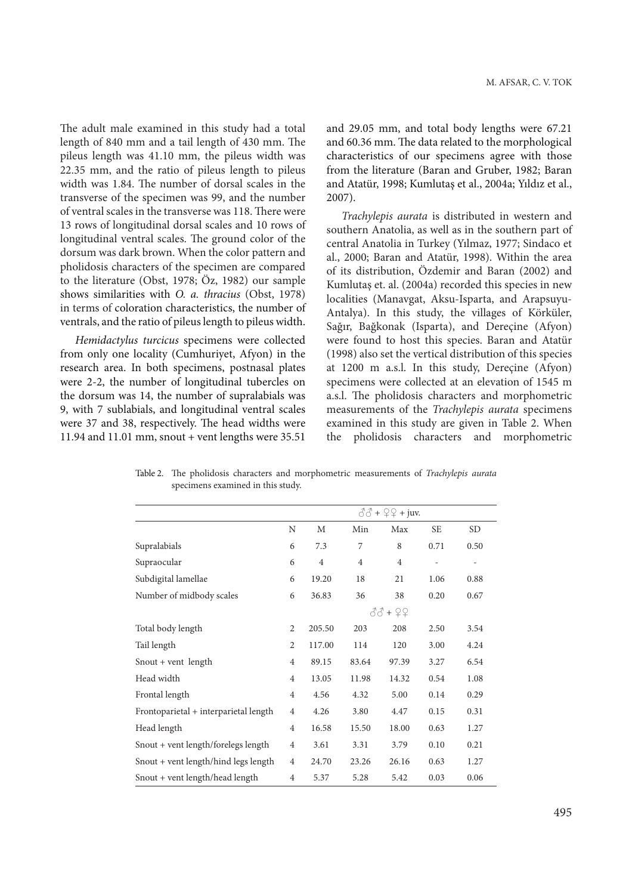The adult male examined in this study had a total length of 840 mm and a tail length of 430 mm. The pileus length was 41.10 mm, the pileus width was 22.35 mm, and the ratio of pileus length to pileus width was 1.84. The number of dorsal scales in the transverse of the specimen was 99, and the number of ventral scales in the transverse was 118. There were 13 rows of longitudinal dorsal scales and 10 rows of longitudinal ventral scales. The ground color of the dorsum was dark brown. When the color pattern and pholidosis characters of the specimen are compared to the literature (Obst, 1978; Öz, 1982) our sample shows similarities with *O. a. thracius* (Obst, 1978) in terms of coloration characteristics, the number of ventrals, and the ratio of pileus length to pileus width.

*Hemidactylus turcicus* specimens were collected from only one locality (Cumhuriyet, Afyon) in the research area. In both specimens, postnasal plates were 2-2, the number of longitudinal tubercles on the dorsum was 14, the number of supralabials was 9, with 7 sublabials, and longitudinal ventral scales were 37 and 38, respectively. The head widths were 11.94 and 11.01 mm, snout + vent lengths were 35.51 and 29.05 mm, and total body lengths were 67.21 and 60.36 mm. The data related to the morphological characteristics of our specimens agree with those from the literature (Baran and Gruber, 1982; Baran and Atatür, 1998; Kumlutaş et al., 2004a; Yıldız et al., 2007).

*Trachylepis aurata* is distributed in western and southern Anatolia, as well as in the southern part of central Anatolia in Turkey (Yılmaz, 1977; Sindaco et al., 2000; Baran and Atatür, 1998). Within the area of its distribution, Özdemir and Baran (2002) and Kumlutaş et. al. (2004a) recorded this species in new localities (Manavgat, Aksu-Isparta, and Arapsuyu-Antalya). In this study, the villages of Körküler, Sağır, Bağkonak (Isparta), and Dereçine (Afyon) were found to host this species. Baran and Atatür (1998) also set the vertical distribution of this species at 1200 m a.s.l. In this study, Dereçine (Afyon) specimens were collected at an elevation of 1545 m a.s.l. The pholidosis characters and morphometric measurements of the *Trachylepis aurata* specimens examined in this study are given in Table 2. When the pholidosis characters and morphometric

Table 2. The pholidosis characters and morphometric measurements of *Trachylepis aurata* specimens examined in this study.

| | ♂♂ + ♀♀ + juv. | | | | | |
|---|---|---|---|---|---|---|
| | N | M | Min | Max | SE | SD |
| Supralabials | 6 | 7.3 | 7 | 8 | 0.71 | 0.50 |
| Supraocular | 6 | 4 | 4 | 4 | - | - |
| Subdigital lamellae | 6 | 19.20 | 18 | 21 | 1.06 | 0.88 |
| Number of midbody scales | 6 | 36.83 | 36 | 38 | 0.20 | 0.67 |
| | ♂♂ + ♀♀ | | | | | |
| Total body length | 2 | 205.50 | 203 | 208 | 2.50 | 3.54 |
| Tail length | 2 | 117.00 | 114 | 120 | 3.00 | 4.24 |
| Snout + vent length | 4 | 89.15 | 83.64 | 97.39 | 3.27 | 6.54 |
| Head width | 4 | 13.05 | 11.98 | 14.32 | 0.54 | 1.08 |
| Frontal length | 4 | 4.56 | 4.32 | 5.00 | 0.14 | 0.29 |
| Frontoparietal + interparietal length | 4 | 4.26 | 3.80 | 4.47 | 0.15 | 0.31 |
| Head length | 4 | 16.58 | 15.50 | 18.00 | 0.63 | 1.27 |
| Snout + vent length/forelegs length | 4 | 3.61 | 3.31 | 3.79 | 0.10 | 0.21 |
| Snout + vent length/hind legs length | 4 | 24.70 | 23.26 | 26.16 | 0.63 | 1.27 |
| Snout + vent length/head length | 4 | 5.37 | 5.28 | 5.42 | 0.03 | 0.06 |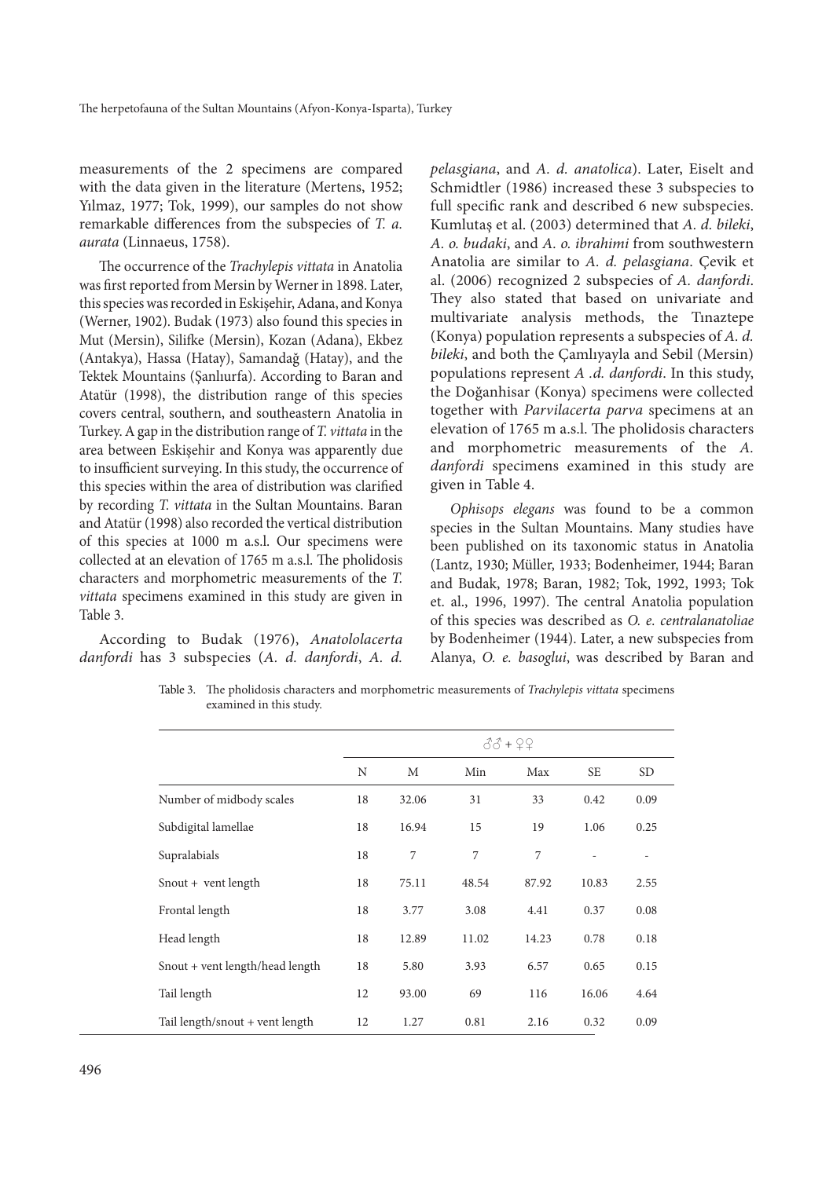measurements of the 2 specimens are compared with the data given in the literature (Mertens, 1952; Yılmaz, 1977; Tok, 1999), our samples do not show remarkable differences from the subspecies of *T. a. aurata* (Linnaeus, 1758).

The occurrence of the *Trachylepis vittata* in Anatolia was first reported from Mersin by Werner in 1898. Later, this species was recorded in Eskişehir, Adana, and Konya (Werner, 1902). Budak (1973) also found this species in Mut (Mersin), Silifke (Mersin), Kozan (Adana), Ekbez (Antakya), Hassa (Hatay), Samandağ (Hatay), and the Tektek Mountains (Şanlıurfa). According to Baran and Atatür (1998), the distribution range of this species covers central, southern, and southeastern Anatolia in Turkey. A gap in the distribution range of *T. vittata* in the area between Eskişehir and Konya was apparently due to insufficient surveying. In this study, the occurrence of this species within the area of distribution was clarified by recording *T. vittata* in the Sultan Mountains. Baran and Atatür (1998) also recorded the vertical distribution of this species at 1000 m a.s.l. Our specimens were collected at an elevation of 1765 m a.s.l. The pholidosis characters and morphometric measurements of the *T. vittata* specimens examined in this study are given in Table 3.

According to Budak (1976), *Anatololacerta danfordi* has 3 subspecies (*A. d. danfordi*, *A. d. pelasgiana*, and *A. d. anatolica*). Later, Eiselt and Schmidtler (1986) increased these 3 subspecies to full specific rank and described 6 new subspecies. Kumlutaş et al. (2003) determined that *A. d. bileki*, *A. o. budaki*, and *A. o. ibrahimi* from southwestern Anatolia are similar to *A. d. pelasgiana*. Çevik et al. (2006) recognized 2 subspecies of *A. danfordi*. They also stated that based on univariate and multivariate analysis methods, the Tınaztepe (Konya) population represents a subspecies of *A. d. bileki*, and both the Çamlıyayla and Sebil (Mersin) populations represent *A .d. danfordi*. In this study, the Doğanhisar (Konya) specimens were collected together with *Parvilacerta parva* specimens at an elevation of 1765 m a.s.l. The pholidosis characters and morphometric measurements of the *A. danfordi* specimens examined in this study are given in Table 4.

*Ophisops elegans* was found to be a common species in the Sultan Mountains. Many studies have been published on its taxonomic status in Anatolia (Lantz, 1930; Müller, 1933; Bodenheimer, 1944; Baran and Budak, 1978; Baran, 1982; Tok, 1992, 1993; Tok et. al., 1996, 1997). The central Anatolia population of this species was described as *O. e. centralanatoliae* by Bodenheimer (1944). Later, a new subspecies from Alanya, *O. e. basoglui*, was described by Baran and

Table 3. The pholidosis characters and morphometric measurements of *Trachylepis vittata* specimens examined in this study.

| | ♂♂ + ♀♀ | | | | | |
|---|---|---|---|---|---|---|
| | N | M | Min | Max | SE | SD |
| Number of midbody scales | 18 | 32.06 | 31 | 33 | 0.42 | 0.09 |
| Subdigital lamellae | 18 | 16.94 | 15 | 19 | 1.06 | 0.25 |
| Supralabials | 18 | 7 | 7 | 7 | - | - |
| Snout + vent length | 18 | 75.11 | 48.54 | 87.92 | 10.83 | 2.55 |
| Frontal length | 18 | 3.77 | 3.08 | 4.41 | 0.37 | 0.08 |
| Head length | 18 | 12.89 | 11.02 | 14.23 | 0.78 | 0.18 |
| Snout + vent length/head length | 18 | 5.80 | 3.93 | 6.57 | 0.65 | 0.15 |
| Tail length | 12 | 93.00 | 69 | 116 | 16.06 | 4.64 |
| Tail length/snout + vent length | 12 | 1.27 | 0.81 | 2.16 | 0.32 | 0.09 |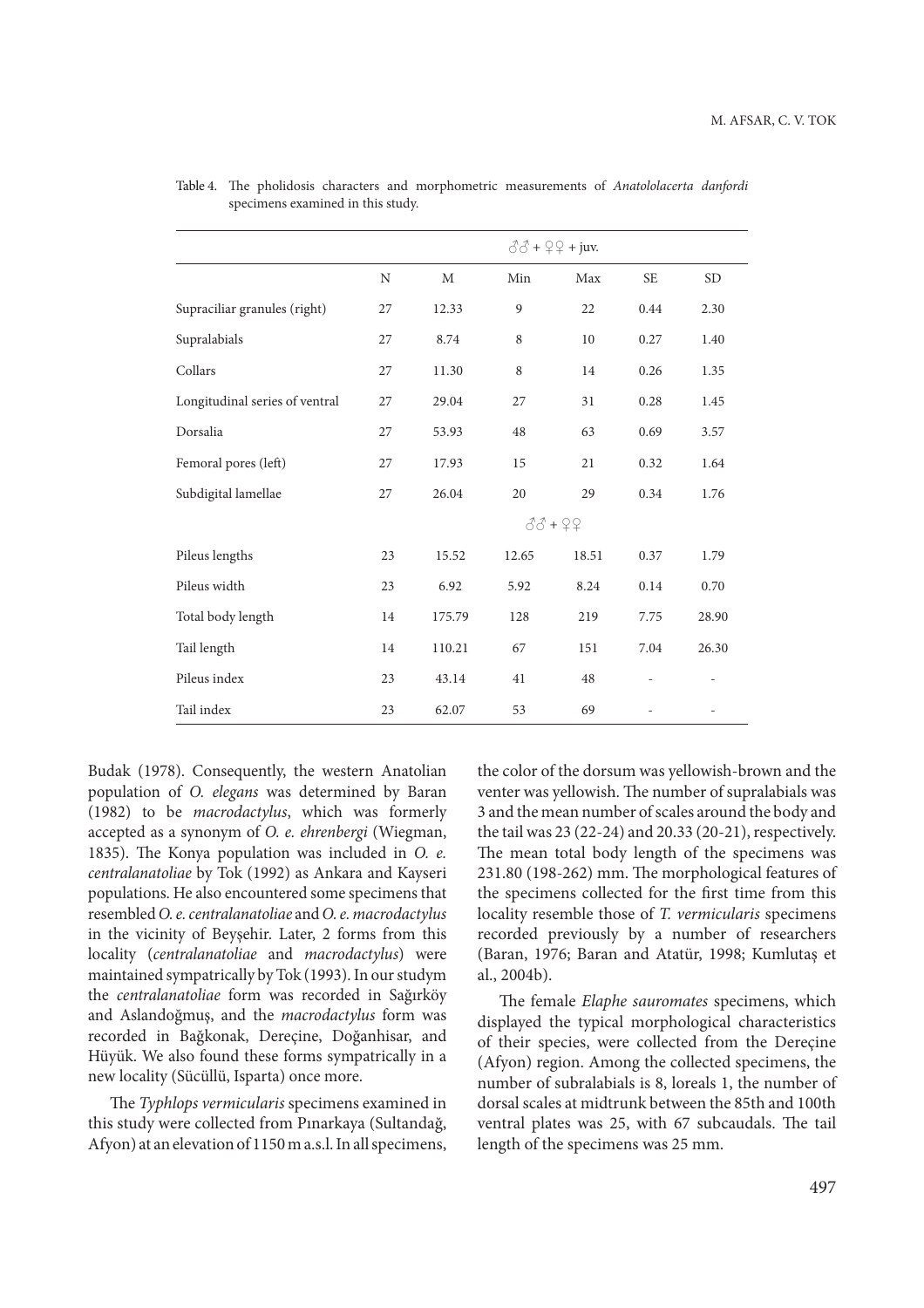Table 4. The pholidosis characters and morphometric measurements of *Anatololacerta danfordi* specimens examined in this study.

| | ♂♂ + ♀♀ + juv. | | | | | |
|---|---|---|---|---|---|---|
| | N | M | Min | Max | SE | SD |
| Supraciliar granules (right) | 27 | 12.33 | 9 | 22 | 0.44 | 2.30 |
| Supralabials | 27 | 8.74 | 8 | 10 | 0.27 | 1.40 |
| Collars | 27 | 11.30 | 8 | 14 | 0.26 | 1.35 |
| Longitudinal series of ventral | 27 | 29.04 | 27 | 31 | 0.28 | 1.45 |
| Dorsalia | 27 | 53.93 | 48 | 63 | 0.69 | 3.57 |
| Femoral pores (left) | 27 | 17.93 | 15 | 21 | 0.32 | 1.64 |
| Subdigital lamellae | 27 | 26.04 | 20 | 29 | 0.34 | 1.76 |
| | ♂♂ + ♀♀ | | | | | |
| Pileus lengths | 23 | 15.52 | 12.65 | 18.51 | 0.37 | 1.79 |
| Pileus width | 23 | 6.92 | 5.92 | 8.24 | 0.14 | 0.70 |
| Total body length | 14 | 175.79 | 128 | 219 | 7.75 | 28.90 |
| Tail length | 14 | 110.21 | 67 | 151 | 7.04 | 26.30 |
| Pileus index | 23 | 43.14 | 41 | 48 | - | - |
| Tail index | 23 | 62.07 | 53 | 69 | - | - |

Budak (1978). Consequently, the western Anatolian population of *O. elegans* was determined by Baran (1982) to be *macrodactylus*, which was formerly accepted as a synonym of *O. e. ehrenbergi* (Wiegman, 1835). The Konya population was included in *O. e. centralanatoliae* by Tok (1992) as Ankara and Kayseri populations. He also encountered some specimens that resembled *O. e. centralanatoliae* and *O. e. macrodactylus* in the vicinity of Beyşehir. Later, 2 forms from this locality (*centralanatoliae* and *macrodactylus*) were maintained sympatrically by Tok (1993). In our studym the *centralanatoliae* form was recorded in Sağırköy and Aslandoğmuş, and the *macrodactylus* form was recorded in Bağkonak, Dereçine, Doğanhisar, and Hüyük. We also found these forms sympatrically in a new locality (Sücüllü, Isparta) once more.

The *Typhlops vermicularis* specimens examined in this study were collected from Pınarkaya (Sultandağ, Afyon) at an elevation of 1150 m a.s.l. In all specimens, the color of the dorsum was yellowish-brown and the venter was yellowish. The number of supralabials was 3 and the mean number of scales around the body and the tail was 23 (22-24) and 20.33 (20-21), respectively. The mean total body length of the specimens was 231.80 (198-262) mm. The morphological features of the specimens collected for the first time from this locality resemble those of *T. vermicularis* specimens recorded previously by a number of researchers (Baran, 1976; Baran and Atatür, 1998; Kumlutaş et al., 2004b).

The female *Elaphe sauromates* specimens, which displayed the typical morphological characteristics of their species, were collected from the Dereçine (Afyon) region. Among the collected specimens, the number of subralabials is 8, loreals 1, the number of dorsal scales at midtrunk between the 85th and 100th ventral plates was 25, with 67 subcaudals. The tail length of the specimens was 25 mm.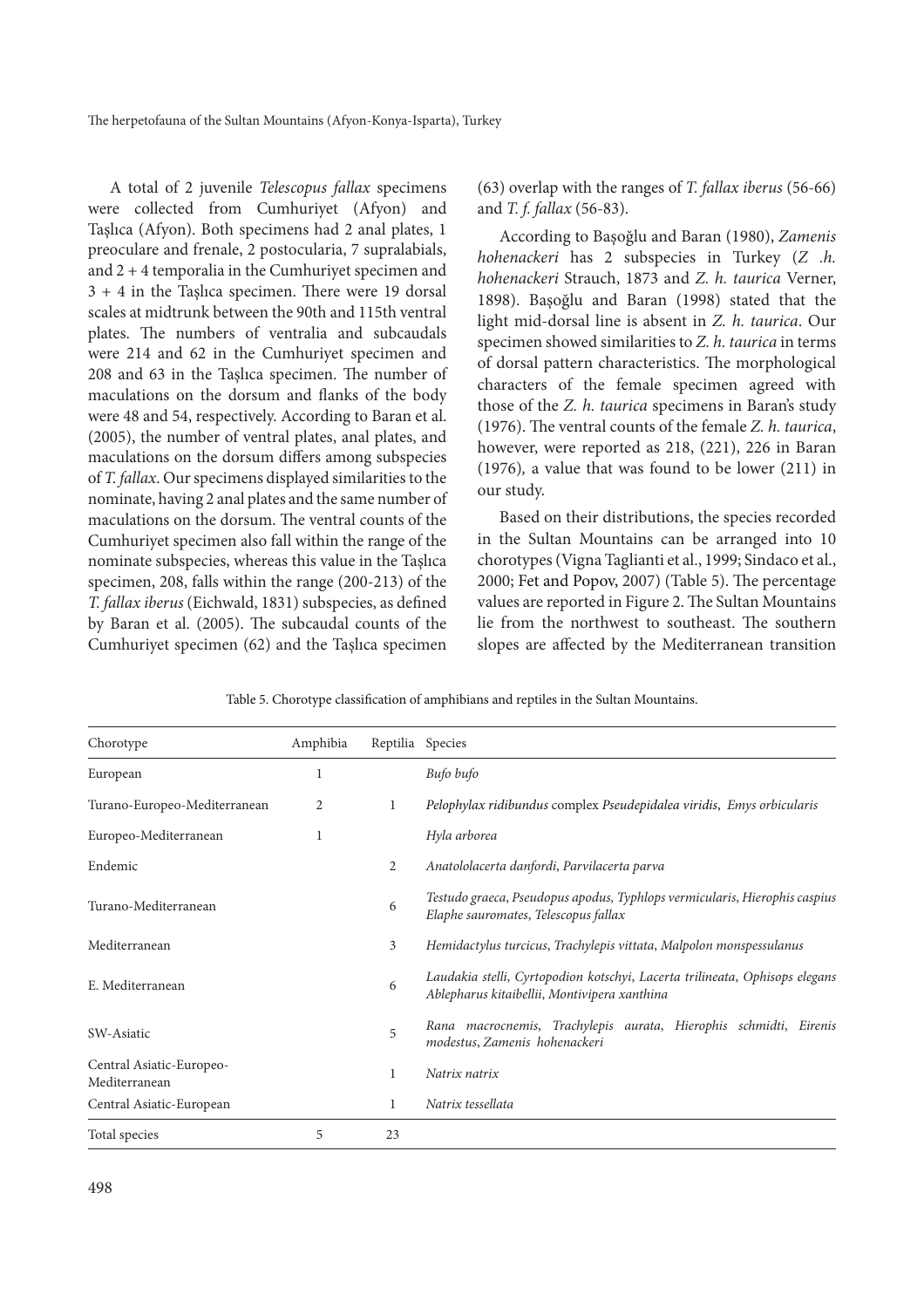A total of 2 juvenile *Telescopus fallax* specimens were collected from Cumhuriyet (Afyon) and Taşlıca (Afyon). Both specimens had 2 anal plates, 1 preoculare and frenale, 2 postocularia, 7 supralabials, and 2 + 4 temporalia in the Cumhuriyet specimen and 3 + 4 in the Taşlıca specimen. There were 19 dorsal scales at midtrunk between the 90th and 115th ventral plates. The numbers of ventralia and subcaudals were 214 and 62 in the Cumhuriyet specimen and 208 and 63 in the Taşlıca specimen. The number of maculations on the dorsum and flanks of the body were 48 and 54, respectively. According to Baran et al. (2005), the number of ventral plates, anal plates, and maculations on the dorsum differs among subspecies of *T. fallax*. Our specimens displayed similarities to the nominate, having 2 anal plates and the same number of maculations on the dorsum. The ventral counts of the Cumhuriyet specimen also fall within the range of the nominate subspecies, whereas this value in the Taşlıca specimen, 208, falls within the range (200-213) of the *T. fallax iberus* (Eichwald, 1831) subspecies, as defined by Baran et al. (2005). The subcaudal counts of the Cumhuriyet specimen (62) and the Taşlıca specimen (63) overlap with the ranges of *T. fallax iberus* (56-66) and *T. f. fallax* (56-83).

According to Başoğlu and Baran (1980), *Zamenis hohenackeri* has 2 subspecies in Turkey (*Z .h. hohenackeri* Strauch, 1873 and *Z. h. taurica* Verner, 1898). Başoğlu and Baran (1998) stated that the light mid-dorsal line is absent in *Z. h. taurica*. Our specimen showed similarities to *Z. h. taurica* in terms of dorsal pattern characteristics. The morphological characters of the female specimen agreed with those of the *Z. h. taurica* specimens in Baran's study (1976). The ventral counts of the female *Z. h. taurica*, however, were reported as 218, (221), 226 in Baran (1976), a value that was found to be lower (211) in our study.

Based on their distributions, the species recorded in the Sultan Mountains can be arranged into 10 chorotypes (Vigna Taglianti et al., 1999; Sindaco et al., 2000; Fet and Popov, 2007) (Table 5). The percentage values are reported in Figure 2. The Sultan Mountains lie from the northwest to southeast. The southern slopes are affected by the Mediterranean transition

Table 5. Chorotype classification of amphibians and reptiles in the Sultan Mountains.

| Chorotype | Amphibia | Reptilia | Species |
|---|---|---|---|
| European | 1 | | *Bufo bufo* |
| Turano-Europeo-Mediterranean | 2 | 1 | *Pelophylax ridibundus* complex *Pseudepidalea viridis*, *Emys orbicularis* |
| Europeo-Mediterranean | 1 | | *Hyla arborea* |
| Endemic | | 2 | *Anatololacerta danfordi*, *Parvilacerta parva* |
| Turano-Mediterranean | | 6 | *Testudo graeca*, *Pseudopus apodus*, *Typhlops vermicularis*, *Hierophis caspius* *Elaphe sauromates*, *Telescopus fallax* |
| Mediterranean | | 3 | *Hemidactylus turcicus*, *Trachylepis vittata*, *Malpolon monspessulanus* |
| E. Mediterranean | | 6 | *Laudakia stelli*, *Cyrtopodion kotschyi*, *Lacerta trilineata*, *Ophisops elegans* *Ablepharus kitaibellii*, *Montivipera xanthina* |
| SW-Asiatic | | 5 | *Rana macrocnemis*, *Trachylepis aurata*, *Hierophis schmidti*, *Eirenis modestus*, *Zamenis hohenackeri* |
| Central Asiatic-Europeo-Mediterranean | | 1 | *Natrix natrix* |
| Central Asiatic-European | | 1 | *Natrix tessellata* |
| Total species | 5 | 23 | |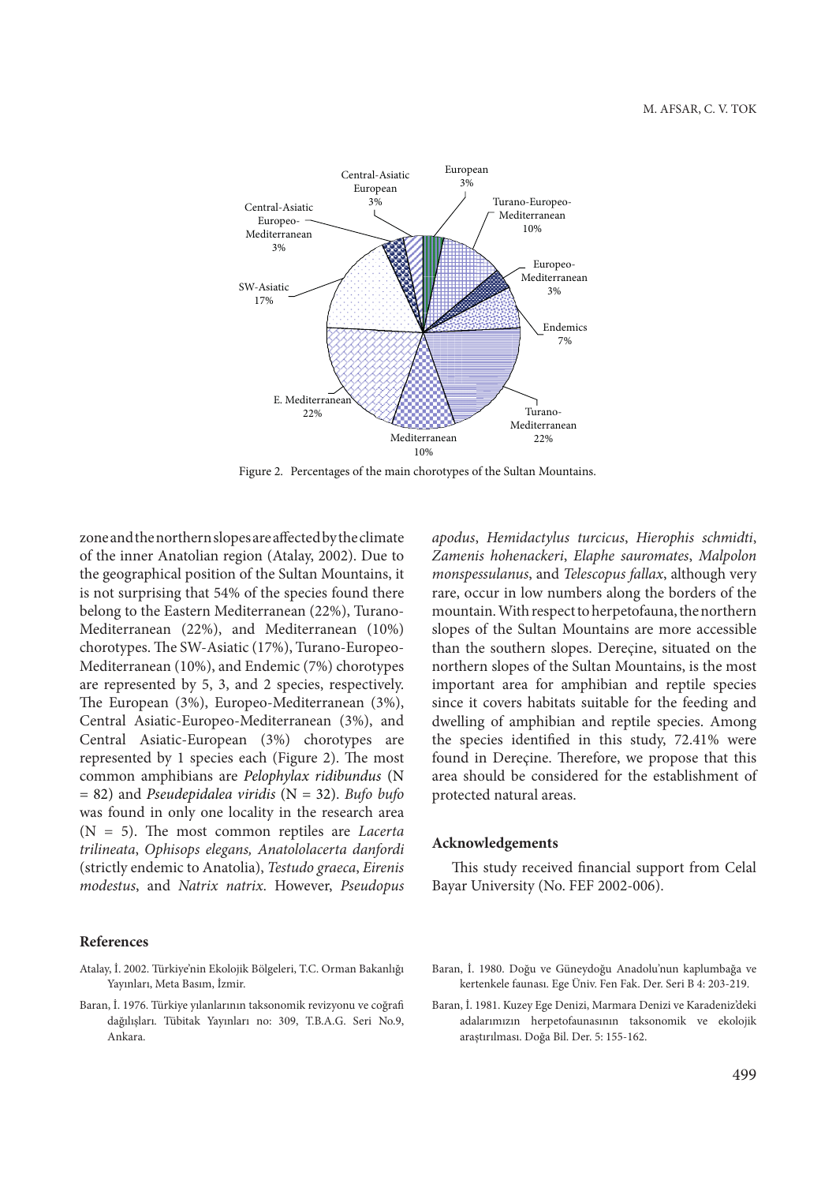Figure 2. Percentages of the main chorotypes of the Sultan Mountains.

zone and the northern slopes are affected by the climate of the inner Anatolian region (Atalay, 2002). Due to the geographical position of the Sultan Mountains, it is not surprising that 54% of the species found there belong to the Eastern Mediterranean (22%), Turano-Mediterranean (22%), and Mediterranean (10%) chorotypes. The SW-Asiatic (17%), Turano-Europeo-Mediterranean (10%), and Endemic (7%) chorotypes are represented by 5, 3, and 2 species, respectively. The European (3%), Europeo-Mediterranean (3%), Central Asiatic-Europeo-Mediterranean (3%), and Central Asiatic-European (3%) chorotypes are represented by 1 species each (Figure 2). The most common amphibians are *Pelophylax ridibundus* (N = 82) and *Pseudepidalea viridis* (N = 32). *Bufo bufo* was found in only one locality in the research area (N = 5). The most common reptiles are *Lacerta trilineata*, *Ophisops elegans, Anatololacerta danfordi* (strictly endemic to Anatolia), *Testudo graeca*, *Eirenis modestus*, and *Natrix natrix*. However, *Pseudopus apodus*, *Hemidactylus turcicus*, *Hierophis schmidti*, *Zamenis hohenackeri*, *Elaphe sauromates*, *Malpolon monspessulanus*, and *Telescopus fallax*, although very rare, occur in low numbers along the borders of the mountain. With respect to herpetofauna, the northern slopes of the Sultan Mountains are more accessible than the southern slopes. Dereçine, situated on the northern slopes of the Sultan Mountains, is the most important area for amphibian and reptile species since it covers habitats suitable for the feeding and dwelling of amphibian and reptile species. Among the species identified in this study, 72.41% were found in Dereçine. Therefore, we propose that this area should be considered for the establishment of protected natural areas.

## Acknowledgements

This study received financial support from Celal Bayar University (No. FEF 2002-006).

## References

Atalay, İ. 2002. Türkiye'nin Ekolojik Bölgeleri, T.C. Orman Bakanlığı Yayınları, Meta Basım, İzmir.

Baran, İ. 1976. Türkiye yılanlarının taksonomik revizyonu ve coğrafi dağılışları. Tübitak Yayınları no: 309, T.B.A.G. Seri No.9, Ankara.

Baran, İ. 1980. Doğu ve Güneydoğu Anadolu'nun kaplumbağa ve kertenkele faunası. Ege Üniv. Fen Fak. Der. Seri B 4: 203-219.

Baran, İ. 1981. Kuzey Ege Denizi, Marmara Denizi ve Karadeniz'deki adalarımızın herpetofaunasının taksonomik ve ekolojik araştırılması. Doğa Bil. Der. 5: 155-162.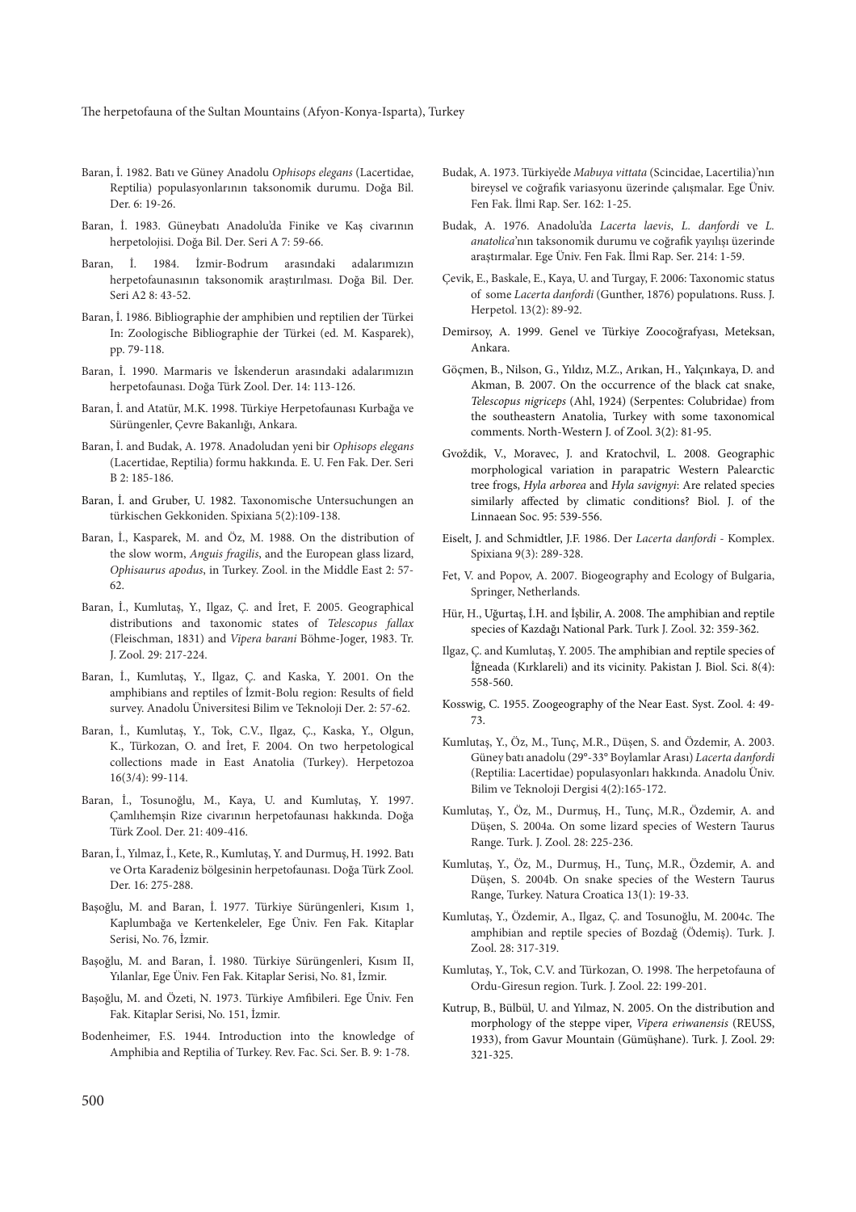Baran, İ. 1982. Batı ve Güney Anadolu *Ophisops elegans* (Lacertidae, Reptilia) populasyonlarının taksonomik durumu. Doğa Bil. Der. 6: 19-26.

Baran, İ. 1983. Güneybatı Anadolu'da Finike ve Kaş civarının herpetolojisi. Doğa Bil. Der. Seri A 7: 59-66.

Baran, İ. 1984. İzmir-Bodrum arasındaki adalarımızın herpetofaunasının taksonomik araştırılması. Doğa Bil. Der. Seri A2 8: 43-52.

Baran, İ. 1986. Bibliographie der amphibien und reptilien der Türkei In: Zoologische Bibliographie der Türkei (ed. M. Kasparek), pp. 79-118.

Baran, İ. 1990. Marmaris ve İskenderun arasındaki adalarımızın herpetofaunası. Doğa Türk Zool. Der. 14: 113-126.

Baran, İ. and Atatür, M.K. 1998. Türkiye Herpetofaunası Kurbağa ve Sürüngenler, Çevre Bakanlığı, Ankara.

Baran, İ. and Budak, A. 1978. Anadoludan yeni bir *Ophisops elegans* (Lacertidae, Reptilia) formu hakkında. E. U. Fen Fak. Der. Seri B 2: 185-186.

Baran, İ. and Gruber, U. 1982. Taxonomische Untersuchungen an türkischen Gekkoniden. Spixiana 5(2):109-138.

Baran, İ., Kasparek, M. and Öz, M. 1988. On the distribution of the slow worm, *Anguis fragilis*, and the European glass lizard, *Ophisaurus apodus*, in Turkey. Zool. in the Middle East 2: 57-62.

Baran, İ., Kumlutaş, Y., Ilgaz, Ç. and İret, F. 2005. Geographical distributions and taxonomic states of *Telescopus fallax* (Fleischman, 1831) and *Vipera barani* Böhme-Joger, 1983. Tr. J. Zool. 29: 217-224.

Baran, İ., Kumlutaş, Y., Ilgaz, Ç. and Kaska, Y. 2001. On the amphibians and reptiles of İzmit-Bolu region: Results of field survey. Anadolu Üniversitesi Bilim ve Teknoloji Der. 2: 57-62.

Baran, İ., Kumlutaş, Y., Tok, C.V., Ilgaz, Ç., Kaska, Y., Olgun, K., Türkozan, O. and İret, F. 2004. On two herpetological collections made in East Anatolia (Turkey). Herpetozoa 16(3/4): 99-114.

Baran, İ., Tosunoğlu, M., Kaya, U. and Kumlutaş, Y. 1997. Çamlıhemşin Rize civarının herpetofaunası hakkında. Doğa Türk Zool. Der. 21: 409-416.

Baran, İ., Yılmaz, İ., Kete, R., Kumlutaş, Y. and Durmuş, H. 1992. Batı ve Orta Karadeniz bölgesinin herpetofaunası. Doğa Türk Zool. Der. 16: 275-288.

Başoğlu, M. and Baran, İ. 1977. Türkiye Sürüngenleri, Kısım 1, Kaplumbağa ve Kertenkeleler, Ege Üniv. Fen Fak. Kitaplar Serisi, No. 76, İzmir.

Başoğlu, M. and Baran, İ. 1980. Türkiye Sürüngenleri, Kısım II, Yılanlar, Ege Üniv. Fen Fak. Kitaplar Serisi, No. 81, İzmir.

Başoğlu, M. and Özeti, N. 1973. Türkiye Amfibileri. Ege Üniv. Fen Fak. Kitaplar Serisi, No. 151, İzmir.

Bodenheimer, F.S. 1944. Introduction into the knowledge of Amphibia and Reptilia of Turkey. Rev. Fac. Sci. Ser. B. 9: 1-78.

Budak, A. 1973. Türkiye'de *Mabuya vittata* (Scincidae, Lacertilia)'nın bireysel ve coğrafik variasyonu üzerinde çalışmalar. Ege Üniv. Fen Fak. İlmi Rap. Ser. 162: 1-25.

Budak, A. 1976. Anadolu'da *Lacerta laevis*, *L. danfordi* ve *L. anatolica*'nın taksonomik durumu ve coğrafik yayılışı üzerinde araştırmalar. Ege Üniv. Fen Fak. İlmi Rap. Ser. 214: 1-59.

Çevik, E., Baskale, E., Kaya, U. and Turgay, F. 2006: Taxonomic status of some *Lacerta danfordi* (Gunther, 1876) populatıons. Russ. J. Herpetol. 13(2): 89-92.

Demirsoy, A. 1999. Genel ve Türkiye Zoocoğrafyası, Meteksan, Ankara.

Göçmen, B., Nilson, G., Yıldız, M.Z., Arıkan, H., Yalçınkaya, D. and Akman, B. 2007. On the occurrence of the black cat snake, *Telescopus nigriceps* (Ahl, 1924) (Serpentes: Colubridae) from the southeastern Anatolia, Turkey with some taxonomical comments. North-Western J. of Zool. 3(2): 81-95.

Gvoždik, V., Moravec, J. and Kratochvil, L. 2008. Geographic morphological variation in parapatric Western Palearctic tree frogs, *Hyla arborea* and *Hyla savignyi*: Are related species similarly affected by climatic conditions? Biol. J. of the Linnaean Soc. 95: 539-556.

Eiselt, J. and Schmidtler, J.F. 1986. Der *Lacerta danfordi* - Komplex. Spixiana 9(3): 289-328.

Fet, V. and Popov, A. 2007. Biogeography and Ecology of Bulgaria, Springer, Netherlands.

Hür, H., Uğurtaş, İ.H. and İşbilir, A. 2008. The amphibian and reptile species of Kazdağı National Park. Turk J. Zool. 32: 359-362.

Ilgaz, Ç. and Kumlutaş, Y. 2005. The amphibian and reptile species of İğneada (Kırklareli) and its vicinity. Pakistan J. Biol. Sci. 8(4): 558-560.

Kosswig, C. 1955. Zoogeography of the Near East. Syst. Zool. 4: 49-73.

Kumlutaş, Y., Öz, M., Tunç, M.R., Düşen, S. and Özdemir, A. 2003. Güney batı anadolu (29°-33° Boylamlar Arası) *Lacerta danfordi* (Reptilia: Lacertidae) populasyonları hakkında. Anadolu Üniv. Bilim ve Teknoloji Dergisi 4(2):165-172.

Kumlutaş, Y., Öz, M., Durmuş, H., Tunç, M.R., Özdemir, A. and Düşen, S. 2004a. On some lizard species of Western Taurus Range. Turk. J. Zool. 28: 225-236.

Kumlutaş, Y., Öz, M., Durmuş, H., Tunç, M.R., Özdemir, A. and Düşen, S. 2004b. On snake species of the Western Taurus Range, Turkey. Natura Croatica 13(1): 19-33.

Kumlutaş, Y., Özdemir, A., Ilgaz, Ç. and Tosunoğlu, M. 2004c. The amphibian and reptile species of Bozdağ (Ödemiş). Turk. J. Zool. 28: 317-319.

Kumlutaş, Y., Tok, C.V. and Türkozan, O. 1998. The herpetofauna of Ordu-Giresun region. Turk. J. Zool. 22: 199-201.

Kutrup, B., Bülbül, U. and Yılmaz, N. 2005. On the distribution and morphology of the steppe viper, *Vipera eriwanensis* (REUSS, 1933), from Gavur Mountain (Gümüşhane). Turk. J. Zool. 29: 321-325.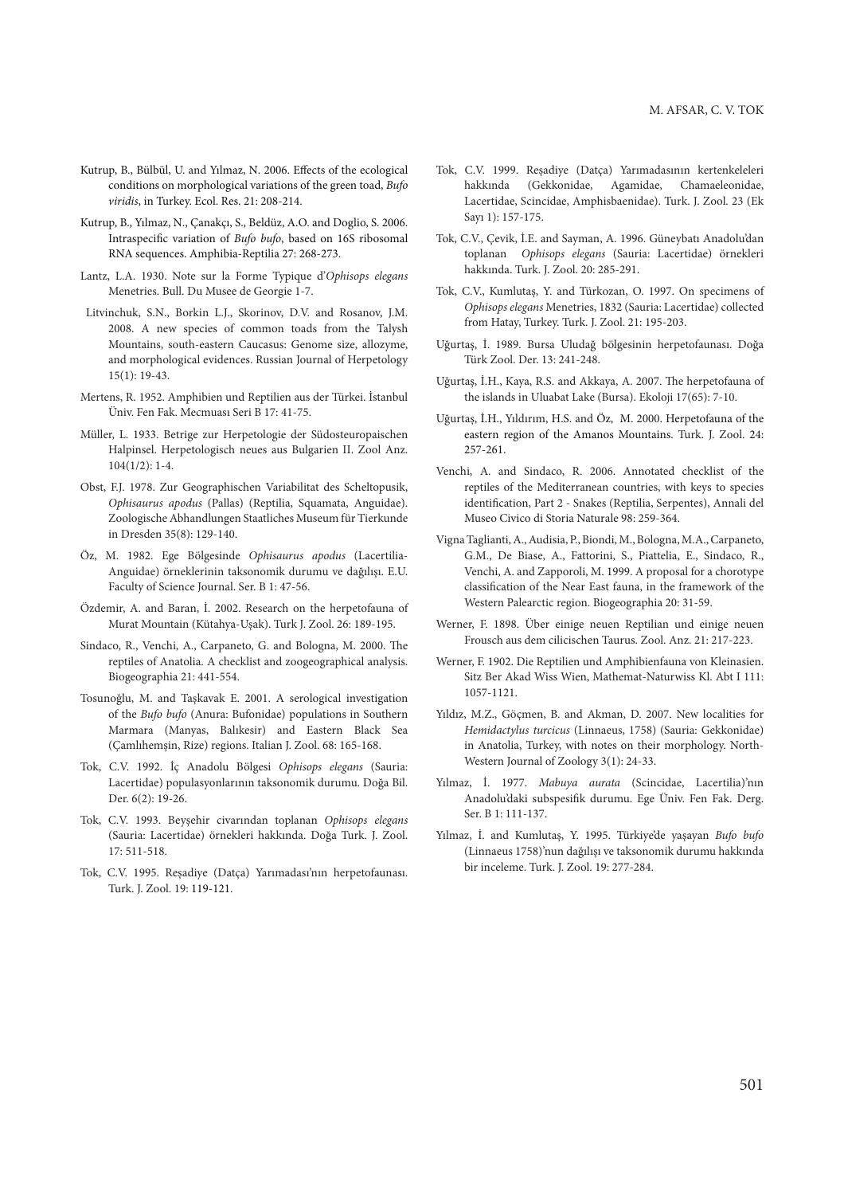Kutrup, B., Bülbül, U. and Yılmaz, N. 2006. Effects of the ecological conditions on morphological variations of the green toad, *Bufo viridis*, in Turkey. Ecol. Res. 21: 208-214.

Kutrup, B., Yılmaz, N., Çanakçı, S., Beldüz, A.O. and Doglio, S. 2006. Intraspecific variation of *Bufo bufo*, based on 16S ribosomal RNA sequences. Amphibia-Reptilia 27: 268-273.

Lantz, L.A. 1930. Note sur la Forme Typique d'*Ophisops elegans* Menetries. Bull. Du Musee de Georgie 1-7.

Litvinchuk, S.N., Borkin L.J., Skorinov, D.V. and Rosanov, J.M. 2008. A new species of common toads from the Talysh Mountains, south-eastern Caucasus: Genome size, allozyme, and morphological evidences. Russian Journal of Herpetology 15(1): 19-43.

Mertens, R. 1952. Amphibien und Reptilien aus der Türkei. İstanbul Üniv. Fen Fak. Mecmuası Seri B 17: 41-75.

Müller, L. 1933. Betrige zur Herpetologie der Südosteuropaischen Halpinsel. Herpetologisch neues aus Bulgarien II. Zool Anz. 104(1/2): 1-4.

Obst, F.J. 1978. Zur Geographischen Variabilitat des Scheltopusik, *Ophisaurus apodus* (Pallas) (Reptilia, Squamata, Anguidae). Zoologische Abhandlungen Staatliches Museum für Tierkunde in Dresden 35(8): 129-140.

Öz, M. 1982. Ege Bölgesinde *Ophisaurus apodus* (Lacertilia-Anguidae) örneklerinin taksonomik durumu ve dağılışı. E.U. Faculty of Science Journal. Ser. B 1: 47-56.

Özdemir, A. and Baran, İ. 2002. Research on the herpetofauna of Murat Mountain (Kütahya-Uşak). Turk J. Zool. 26: 189-195.

Sindaco, R., Venchi, A., Carpaneto, G. and Bologna, M. 2000. The reptiles of Anatolia. A checklist and zoogeographical analysis. Biogeographia 21: 441-554.

Tosunoğlu, M. and Taşkavak E. 2001. A serological investigation of the *Bufo bufo* (Anura: Bufonidae) populations in Southern Marmara (Manyas, Balıkesir) and Eastern Black Sea (Çamlıhemşin, Rize) regions. Italian J. Zool. 68: 165-168.

Tok, C.V. 1992. İç Anadolu Bölgesi *Ophisops elegans* (Sauria: Lacertidae) populasyonlarının taksonomik durumu. Doğa Bil. Der. 6(2): 19-26.

Tok, C.V. 1993. Beyşehir civarından toplanan *Ophisops elegans* (Sauria: Lacertidae) örnekleri hakkında. Doğa Turk. J. Zool. 17: 511-518.

Tok, C.V. 1995. Reşadiye (Datça) Yarımadası'nın herpetofaunası. Turk. J. Zool. 19: 119-121.

Tok, C.V. 1999. Reşadiye (Datça) Yarımadasının kertenkeleleri hakkında (Gekkonidae, Agamidae, Chamaeleonidae, Lacertidae, Scincidae, Amphisbaenidae). Turk. J. Zool. 23 (Ek Sayı 1): 157-175.

Tok, C.V., Çevik, İ.E. and Sayman, A. 1996. Güneybatı Anadolu'dan toplanan *Ophisops elegans* (Sauria: Lacertidae) örnekleri hakkında. Turk. J. Zool. 20: 285-291.

Tok, C.V., Kumlutaş, Y. and Türkozan, O. 1997. On specimens of *Ophisops elegans* Menetries, 1832 (Sauria: Lacertidae) collected from Hatay, Turkey. Turk. J. Zool. 21: 195-203.

Uğurtaş, İ. 1989. Bursa Uludağ bölgesinin herpetofaunası. Doğa Türk Zool. Der. 13: 241-248.

Uğurtaş, İ.H., Kaya, R.S. and Akkaya, A. 2007. The herpetofauna of the islands in Uluabat Lake (Bursa). Ekoloji 17(65): 7-10.

Uğurtaş, İ.H., Yıldırım, H.S. and Öz, M. 2000. Herpetofauna of the eastern region of the Amanos Mountains. Turk. J. Zool. 24: 257-261.

Venchi, A. and Sindaco, R. 2006. Annotated checklist of the reptiles of the Mediterranean countries, with keys to species identification, Part 2 - Snakes (Reptilia, Serpentes), Annali del Museo Civico di Storia Naturale 98: 259-364.

Vigna Taglianti, A., Audisia, P., Biondi, M., Bologna, M.A., Carpaneto, G.M., De Biase, A., Fattorini, S., Piattelia, E., Sindaco, R., Venchi, A. and Zapporoli, M. 1999. A proposal for a chorotype classification of the Near East fauna, in the framework of the Western Palearctic region. Biogeographia 20: 31-59.

Werner, F. 1898. Über einige neuen Reptilian und einige neuen Frousch aus dem cilicischen Taurus. Zool. Anz. 21: 217-223.

Werner, F. 1902. Die Reptilien und Amphibienfauna von Kleinasien. Sitz Ber Akad Wiss Wien, Mathemat-Naturwiss Kl. Abt I 111: 1057-1121.

Yıldız, M.Z., Göçmen, B. and Akman, D. 2007. New localities for *Hemidactylus turcicus* (Linnaeus, 1758) (Sauria: Gekkonidae) in Anatolia, Turkey, with notes on their morphology. North-Western Journal of Zoology 3(1): 24-33.

Yılmaz, İ. 1977. *Mabuya aurata* (Scincidae, Lacertilia)'nın Anadolu'daki subspesifik durumu. Ege Üniv. Fen Fak. Derg. Ser. B 1: 111-137.

Yılmaz, İ. and Kumlutaş, Y. 1995. Türkiye'de yaşayan *Bufo bufo* (Linnaeus 1758)'nun dağılışı ve taksonomik durumu hakkında bir inceleme. Turk. J. Zool. 19: 277-284.